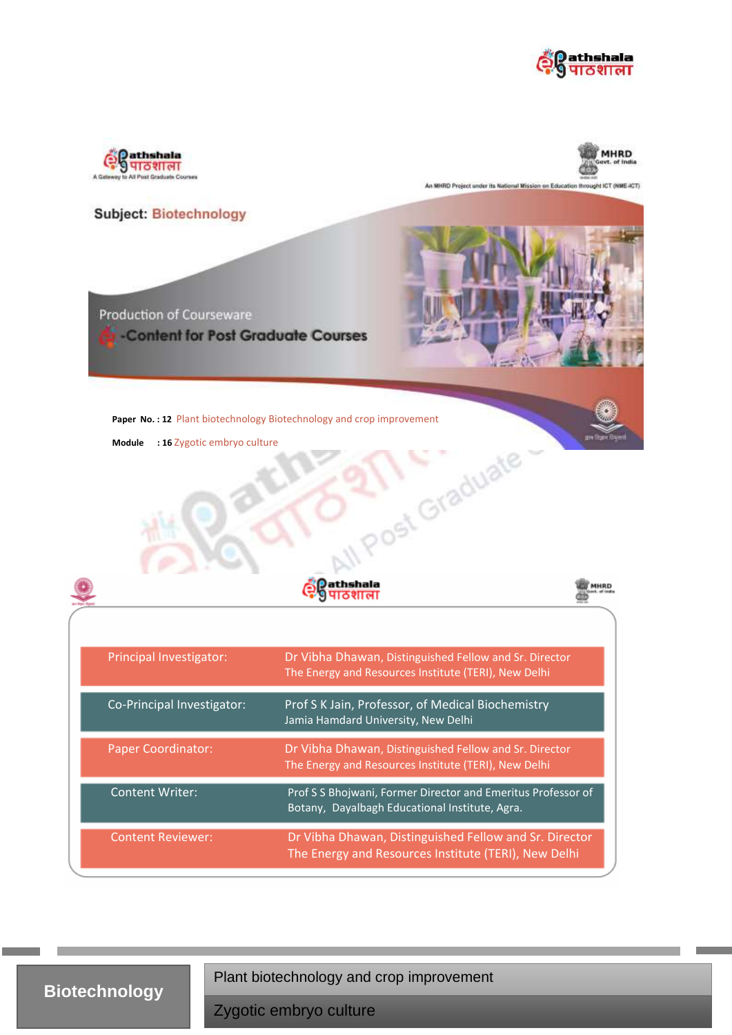Subject: Biotechnology

Production of Courseware

-Content for Post Graduate Courses

**Paper No. : 12** Plant biotechnology Biotechnology and crop improvement

**Module : 16** Zygotic embryo culture

| | |
|---|---|
| Principal Investigator: | Dr Vibha Dhawan, Distinguished Fellow and Sr. Director<br>The Energy and Resources Institute (TERI), New Delhi |
| Co-Principal Investigator: | Prof S K Jain, Professor, of Medical Biochemistry<br>Jamia Hamdard University, New Delhi |
| Paper Coordinator: | Dr Vibha Dhawan, Distinguished Fellow and Sr. Director<br>The Energy and Resources Institute (TERI), New Delhi |
| Content Writer: | Prof S S Bhojwani, Former Director and Emeritus Professor of Botany, Dayalbagh Educational Institute, Agra. |
| Content Reviewer: | Dr Vibha Dhawan, Distinguished Fellow and Sr. Director<br>The Energy and Resources Institute (TERI), New Delhi |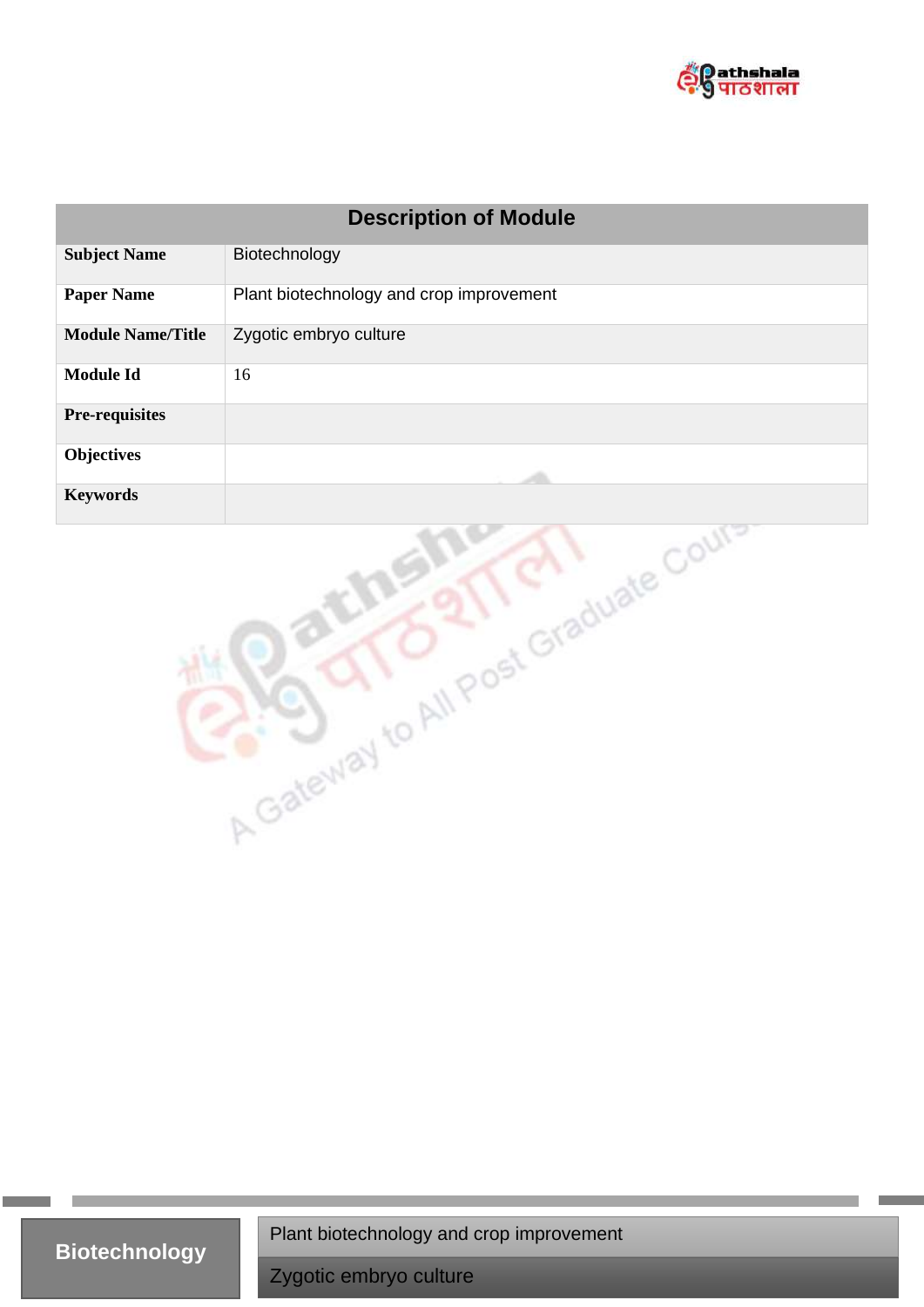| Description of Module | |
|---|---|
| **Subject Name** | Biotechnology |
| **Paper Name** | Plant biotechnology and crop improvement |
| **Module Name/Title** | Zygotic embryo culture |
| **Module Id** | 16 |
| **Pre-requisites** | |
| **Objectives** | |
| **Keywords** | |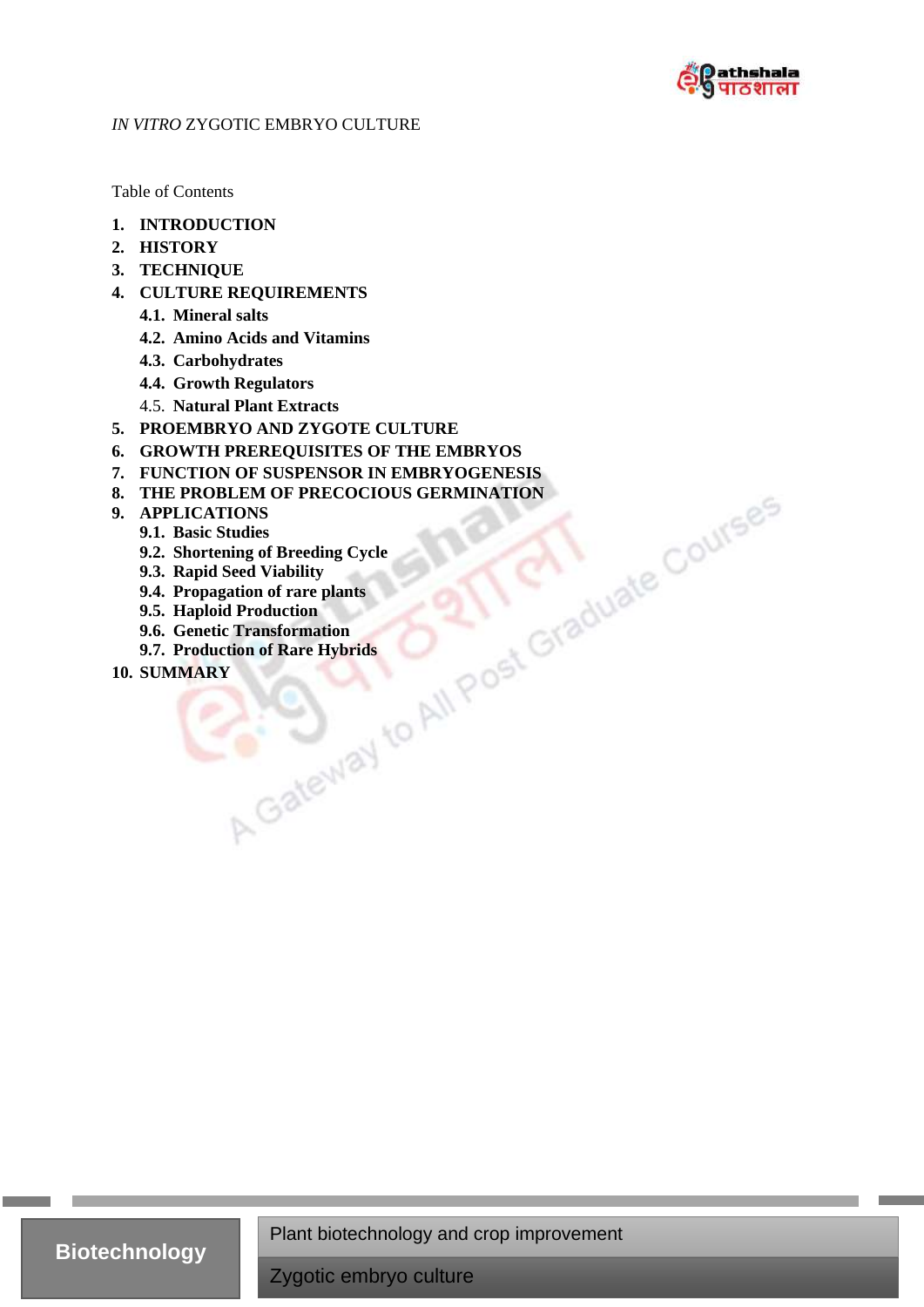*IN VITRO* ZYGOTIC EMBRYO CULTURE

Table of Contents

1. **INTRODUCTION**
2. **HISTORY**
3. **TECHNIQUE**
4. **CULTURE REQUIREMENTS**
   - 4.1. **Mineral salts**
   - 4.2. **Amino Acids and Vitamins**
   - 4.3. **Carbohydrates**
   - 4.4. **Growth Regulators**
   - 4.5. **Natural Plant Extracts**
5. **PROEMBRYO AND ZYGOTE CULTURE**
6. **GROWTH PREREQUISITES OF THE EMBRYOS**
7. **FUNCTION OF SUSPENSOR IN EMBRYOGENESIS**
8. **THE PROBLEM OF PRECOCIOUS GERMINATION**
9. **APPLICATIONS**
   - 9.1. **Basic Studies**
   - 9.2. **Shortening of Breeding Cycle**
   - 9.3. **Rapid Seed Viability**
   - 9.4. **Propagation of rare plants**
   - 9.5. **Haploid Production**
   - 9.6. **Genetic Transformation**
   - 9.7. **Production of Rare Hybrids**
10. **SUMMARY**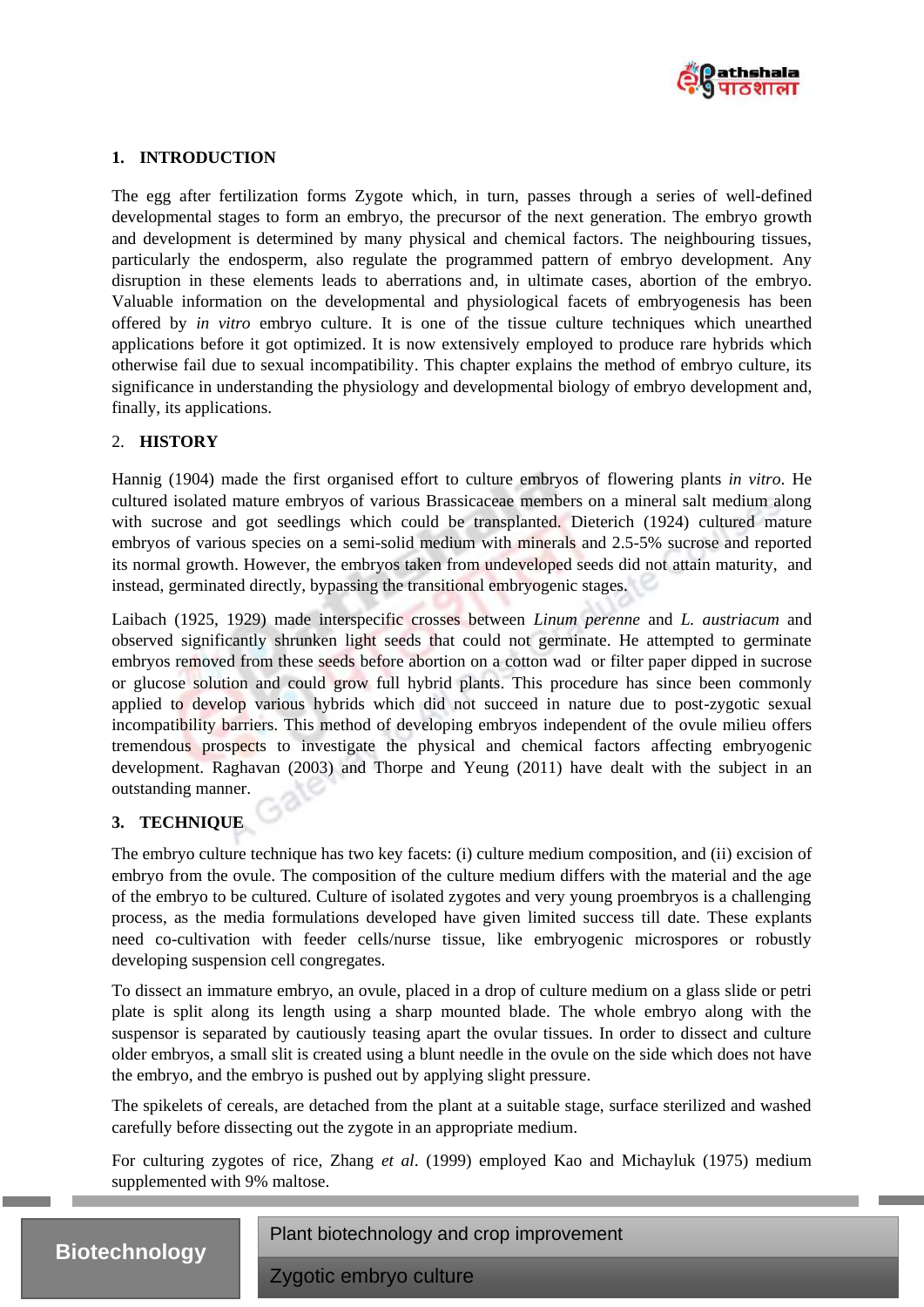## 1. INTRODUCTION

The egg after fertilization forms Zygote which, in turn, passes through a series of well-defined developmental stages to form an embryo, the precursor of the next generation. The embryo growth and development is determined by many physical and chemical factors. The neighbouring tissues, particularly the endosperm, also regulate the programmed pattern of embryo development. Any disruption in these elements leads to aberrations and, in ultimate cases, abortion of the embryo. Valuable information on the developmental and physiological facets of embryogenesis has been offered by *in vitro* embryo culture. It is one of the tissue culture techniques which unearthed applications before it got optimized. It is now extensively employed to produce rare hybrids which otherwise fail due to sexual incompatibility. This chapter explains the method of embryo culture, its significance in understanding the physiology and developmental biology of embryo development and, finally, its applications.

## 2. HISTORY

Hannig (1904) made the first organised effort to culture embryos of flowering plants *in vitro*. He cultured isolated mature embryos of various Brassicaceae members on a mineral salt medium along with sucrose and got seedlings which could be transplanted. Dieterich (1924) cultured mature embryos of various species on a semi-solid medium with minerals and 2.5-5% sucrose and reported its normal growth. However, the embryos taken from undeveloped seeds did not attain maturity, and instead, germinated directly, bypassing the transitional embryogenic stages.

Laibach (1925, 1929) made interspecific crosses between *Linum perenne* and *L. austriacum* and observed significantly shrunken light seeds that could not germinate. He attempted to germinate embryos removed from these seeds before abortion on a cotton wad or filter paper dipped in sucrose or glucose solution and could grow full hybrid plants. This procedure has since been commonly applied to develop various hybrids which did not succeed in nature due to post-zygotic sexual incompatibility barriers. This method of developing embryos independent of the ovule milieu offers tremendous prospects to investigate the physical and chemical factors affecting embryogenic development. Raghavan (2003) and Thorpe and Yeung (2011) have dealt with the subject in an outstanding manner.

## 3. TECHNIQUE

The embryo culture technique has two key facets: (i) culture medium composition, and (ii) excision of embryo from the ovule. The composition of the culture medium differs with the material and the age of the embryo to be cultured. Culture of isolated zygotes and very young proembryos is a challenging process, as the media formulations developed have given limited success till date. These explants need co-cultivation with feeder cells/nurse tissue, like embryogenic microspores or robustly developing suspension cell congregates.

To dissect an immature embryo, an ovule, placed in a drop of culture medium on a glass slide or petri plate is split along its length using a sharp mounted blade. The whole embryo along with the suspensor is separated by cautiously teasing apart the ovular tissues. In order to dissect and culture older embryos, a small slit is created using a blunt needle in the ovule on the side which does not have the embryo, and the embryo is pushed out by applying slight pressure.

The spikelets of cereals, are detached from the plant at a suitable stage, surface sterilized and washed carefully before dissecting out the zygote in an appropriate medium.

For culturing zygotes of rice, Zhang *et al*. (1999) employed Kao and Michayluk (1975) medium supplemented with 9% maltose.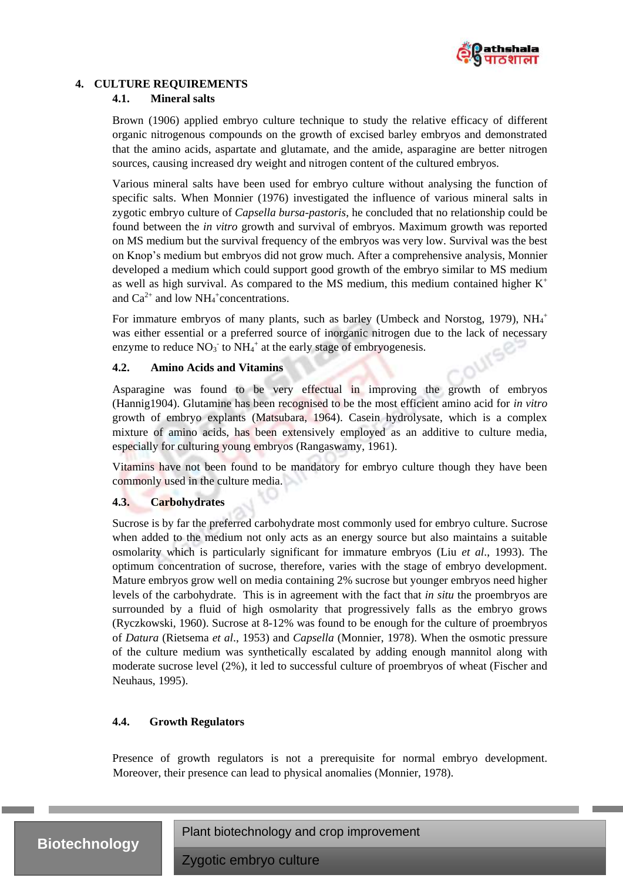## 4. CULTURE REQUIREMENTS

### 4.1. Mineral salts

Brown (1906) applied embryo culture technique to study the relative efficacy of different organic nitrogenous compounds on the growth of excised barley embryos and demonstrated that the amino acids, aspartate and glutamate, and the amide, asparagine are better nitrogen sources, causing increased dry weight and nitrogen content of the cultured embryos.

Various mineral salts have been used for embryo culture without analysing the function of specific salts. When Monnier (1976) investigated the influence of various mineral salts in zygotic embryo culture of *Capsella bursa-pastoris*, he concluded that no relationship could be found between the *in vitro* growth and survival of embryos. Maximum growth was reported on MS medium but the survival frequency of the embryos was very low. Survival was the best on Knop's medium but embryos did not grow much. After a comprehensive analysis, Monnier developed a medium which could support good growth of the embryo similar to MS medium as well as high survival. As compared to the MS medium, this medium contained higher $K^+$ and $Ca^{2+}$ and low $NH_4^+$concentrations.

For immature embryos of many plants, such as barley (Umbeck and Norstog, 1979), $NH_4^+$ was either essential or a preferred source of inorganic nitrogen due to the lack of necessary enzyme to reduce $NO_3^-$ to $NH_4^+$ at the early stage of embryogenesis.

### 4.2. Amino Acids and Vitamins

Asparagine was found to be very effectual in improving the growth of embryos (Hannig1904). Glutamine has been recognised to be the most efficient amino acid for *in vitro* growth of embryo explants (Matsubara, 1964). Casein hydrolysate, which is a complex mixture of amino acids, has been extensively employed as an additive to culture media, especially for culturing young embryos (Rangaswamy, 1961).

Vitamins have not been found to be mandatory for embryo culture though they have been commonly used in the culture media.

### 4.3. Carbohydrates

Sucrose is by far the preferred carbohydrate most commonly used for embryo culture. Sucrose when added to the medium not only acts as an energy source but also maintains a suitable osmolarity which is particularly significant for immature embryos (Liu *et al*., 1993). The optimum concentration of sucrose, therefore, varies with the stage of embryo development. Mature embryos grow well on media containing 2% sucrose but younger embryos need higher levels of the carbohydrate. This is in agreement with the fact that *in situ* the proembryos are surrounded by a fluid of high osmolarity that progressively falls as the embryo grows (Ryczkowski, 1960). Sucrose at 8-12% was found to be enough for the culture of proembryos of *Datura* (Rietsema *et al*., 1953) and *Capsella* (Monnier, 1978). When the osmotic pressure of the culture medium was synthetically escalated by adding enough mannitol along with moderate sucrose level (2%), it led to successful culture of proembryos of wheat (Fischer and Neuhaus, 1995).

### 4.4. Growth Regulators

Presence of growth regulators is not a prerequisite for normal embryo development. Moreover, their presence can lead to physical anomalies (Monnier, 1978).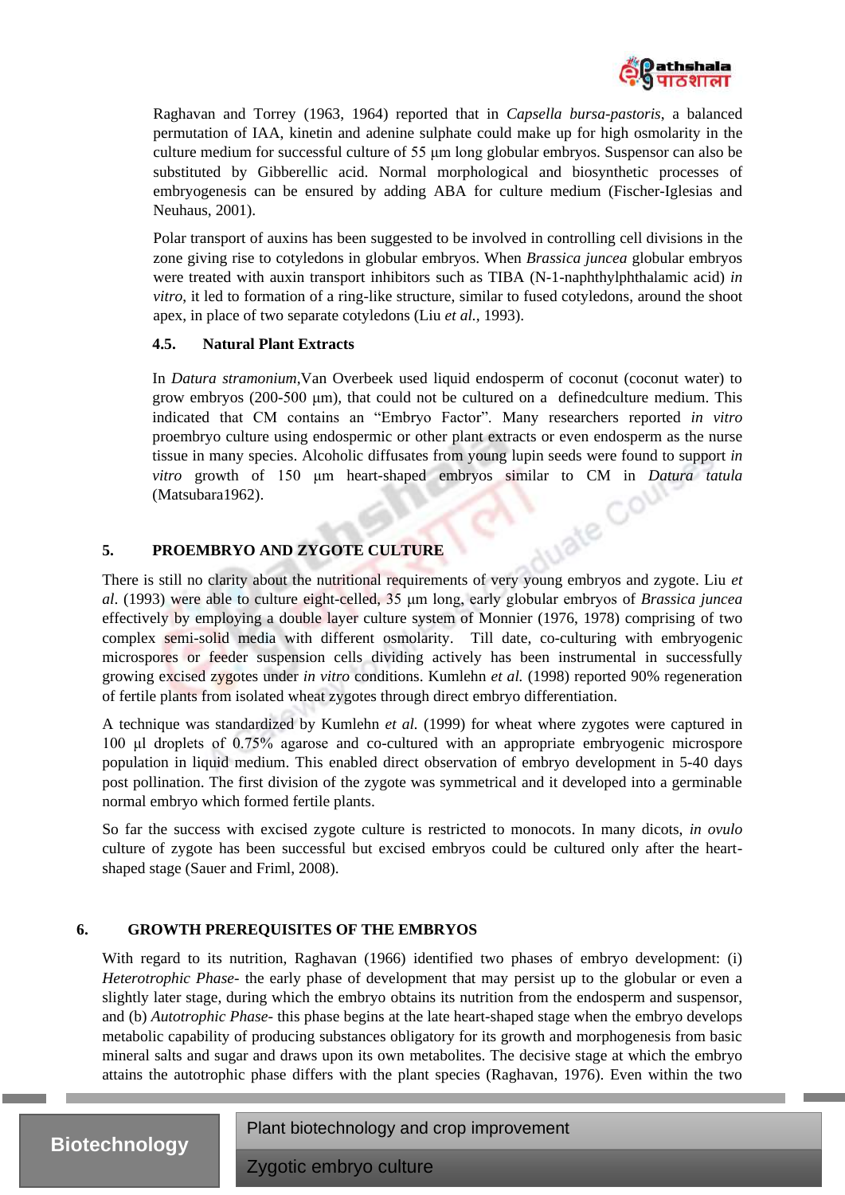Raghavan and Torrey (1963, 1964) reported that in *Capsella bursa-pastoris*, a balanced permutation of IAA, kinetin and adenine sulphate could make up for high osmolarity in the culture medium for successful culture of 55 μm long globular embryos. Suspensor can also be substituted by Gibberellic acid. Normal morphological and biosynthetic processes of embryogenesis can be ensured by adding ABA for culture medium (Fischer-Iglesias and Neuhaus, 2001).

Polar transport of auxins has been suggested to be involved in controlling cell divisions in the zone giving rise to cotyledons in globular embryos. When *Brassica juncea* globular embryos were treated with auxin transport inhibitors such as TIBA (N-1-naphthylphthalamic acid) *in vitro*, it led to formation of a ring-like structure, similar to fused cotyledons, around the shoot apex, in place of two separate cotyledons (Liu *et al.*, 1993).

### 4.5. Natural Plant Extracts

In *Datura stramonium*,Van Overbeek used liquid endosperm of coconut (coconut water) to grow embryos (200-500 μm), that could not be cultured on a definedculture medium. This indicated that CM contains an "Embryo Factor". Many researchers reported *in vitro* proembryo culture using endospermic or other plant extracts or even endosperm as the nurse tissue in many species. Alcoholic diffusates from young lupin seeds were found to support *in vitro* growth of 150 μm heart-shaped embryos similar to CM in *Datura tatula* (Matsubara1962).

## 5. PROEMBRYO AND ZYGOTE CULTURE

There is still no clarity about the nutritional requirements of very young embryos and zygote. Liu *et al*. (1993) were able to culture eight-celled, 35 μm long, early globular embryos of *Brassica juncea* effectively by employing a double layer culture system of Monnier (1976, 1978) comprising of two complex semi-solid media with different osmolarity. Till date, co-culturing with embryogenic microspores or feeder suspension cells dividing actively has been instrumental in successfully growing excised zygotes under *in vitro* conditions. Kumlehn *et al.* (1998) reported 90% regeneration of fertile plants from isolated wheat zygotes through direct embryo differentiation.

A technique was standardized by Kumlehn *et al.* (1999) for wheat where zygotes were captured in 100 μl droplets of 0.75% agarose and co-cultured with an appropriate embryogenic microspore population in liquid medium. This enabled direct observation of embryo development in 5-40 days post pollination. The first division of the zygote was symmetrical and it developed into a germinable normal embryo which formed fertile plants.

So far the success with excised zygote culture is restricted to monocots. In many dicots, *in ovulo* culture of zygote has been successful but excised embryos could be cultured only after the heart-shaped stage (Sauer and Friml, 2008).

## 6. GROWTH PREREQUISITES OF THE EMBRYOS

With regard to its nutrition, Raghavan (1966) identified two phases of embryo development: (i) *Heterotrophic Phase*- the early phase of development that may persist up to the globular or even a slightly later stage, during which the embryo obtains its nutrition from the endosperm and suspensor, and (b) *Autotrophic Phase*- this phase begins at the late heart-shaped stage when the embryo develops metabolic capability of producing substances obligatory for its growth and morphogenesis from basic mineral salts and sugar and draws upon its own metabolites. The decisive stage at which the embryo attains the autotrophic phase differs with the plant species (Raghavan, 1976). Even within the two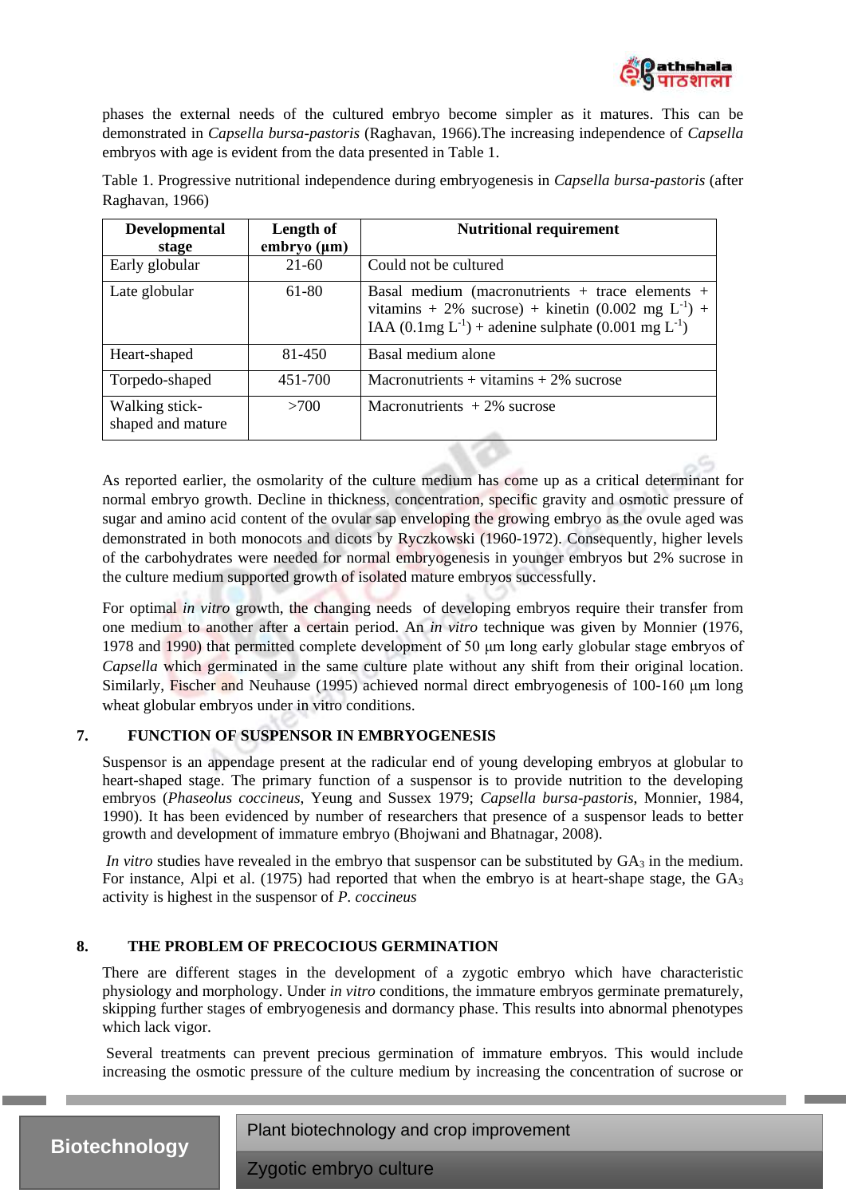phases the external needs of the cultured embryo become simpler as it matures. This can be demonstrated in *Capsella bursa-pastoris* (Raghavan, 1966).The increasing independence of *Capsella* embryos with age is evident from the data presented in Table 1.

Table 1. Progressive nutritional independence during embryogenesis in *Capsella bursa-pastoris* (after Raghavan, 1966)

| Developmental stage | Length of embryo (μm) | Nutritional requirement |
|---|---|---|
| Early globular | 21-60 | Could not be cultured |
| Late globular | 61-80 | Basal medium (macronutrients + trace elements + vitamins + 2% sucrose) + kinetin (0.002 mg $L^{-1}$) + IAA (0.1mg $L^{-1}$) + adenine sulphate (0.001 mg $L^{-1}$) |
| Heart-shaped | 81-450 | Basal medium alone |
| Torpedo-shaped | 451-700 | Macronutrients + vitamins + 2% sucrose |
| Walking stick-shaped and mature | >700 | Macronutrients + 2% sucrose |

As reported earlier, the osmolarity of the culture medium has come up as a critical determinant for normal embryo growth. Decline in thickness, concentration, specific gravity and osmotic pressure of sugar and amino acid content of the ovular sap enveloping the growing embryo as the ovule aged was demonstrated in both monocots and dicots by Ryczkowski (1960-1972). Consequently, higher levels of the carbohydrates were needed for normal embryogenesis in younger embryos but 2% sucrose in the culture medium supported growth of isolated mature embryos successfully.

For optimal *in vitro* growth, the changing needs of developing embryos require their transfer from one medium to another after a certain period. An *in vitro* technique was given by Monnier (1976, 1978 and 1990) that permitted complete development of 50 μm long early globular stage embryos of *Capsella* which germinated in the same culture plate without any shift from their original location. Similarly, Fischer and Neuhause (1995) achieved normal direct embryogenesis of 100-160 μm long wheat globular embryos under in vitro conditions.

## 7. FUNCTION OF SUSPENSOR IN EMBRYOGENESIS

Suspensor is an appendage present at the radicular end of young developing embryos at globular to heart-shaped stage. The primary function of a suspensor is to provide nutrition to the developing embryos (*Phaseolus coccineus*, Yeung and Sussex 1979; *Capsella bursa-pastoris*, Monnier, 1984, 1990). It has been evidenced by number of researchers that presence of a suspensor leads to better growth and development of immature embryo (Bhojwani and Bhatnagar, 2008).

*In vitro* studies have revealed in the embryo that suspensor can be substituted by $GA_3$ in the medium. For instance, Alpi et al. (1975) had reported that when the embryo is at heart-shape stage, the $GA_3$ activity is highest in the suspensor of *P. coccineus*

## 8. THE PROBLEM OF PRECOCIOUS GERMINATION

There are different stages in the development of a zygotic embryo which have characteristic physiology and morphology. Under *in vitro* conditions, the immature embryos germinate prematurely, skipping further stages of embryogenesis and dormancy phase. This results into abnormal phenotypes which lack vigor.

Several treatments can prevent precious germination of immature embryos. This would include increasing the osmotic pressure of the culture medium by increasing the concentration of sucrose or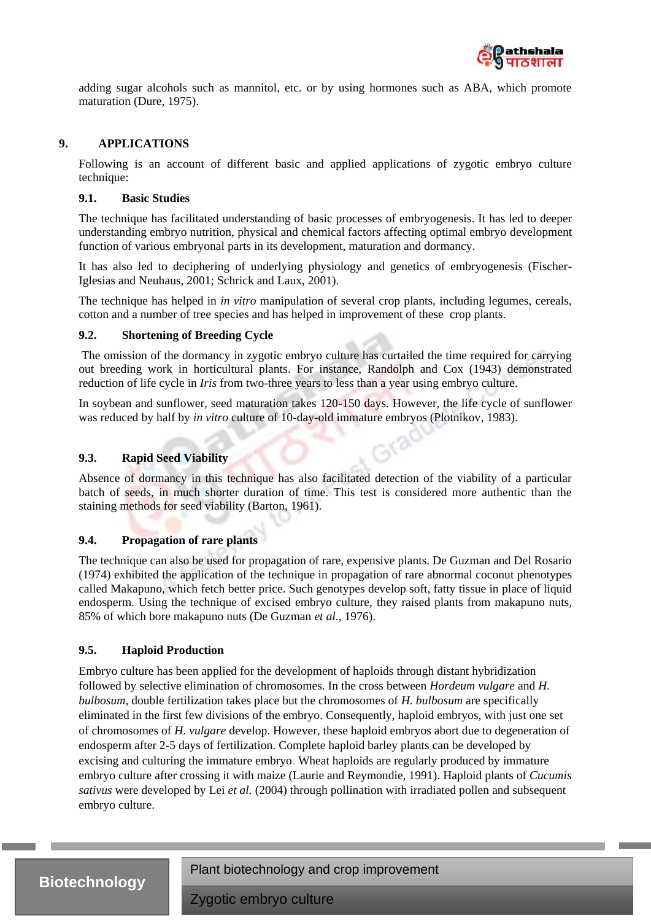adding sugar alcohols such as mannitol, etc. or by using hormones such as ABA, which promote maturation (Dure, 1975).

## 9. APPLICATIONS

Following is an account of different basic and applied applications of zygotic embryo culture technique:

### 9.1. Basic Studies

The technique has facilitated understanding of basic processes of embryogenesis. It has led to deeper understanding embryo nutrition, physical and chemical factors affecting optimal embryo development function of various embryonal parts in its development, maturation and dormancy.

It has also led to deciphering of underlying physiology and genetics of embryogenesis (Fischer-Iglesias and Neuhaus, 2001; Schrick and Laux, 2001).

The technique has helped in *in vitro* manipulation of several crop plants, including legumes, cereals, cotton and a number of tree species and has helped in improvement of these crop plants.

### 9.2. Shortening of Breeding Cycle

The omission of the dormancy in zygotic embryo culture has curtailed the time required for carrying out breeding work in horticultural plants. For instance, Randolph and Cox (1943) demonstrated reduction of life cycle in *Iris* from two-three years to less than a year using embryo culture.

In soybean and sunflower, seed maturation takes 120-150 days. However, the life cycle of sunflower was reduced by half by *in vitro* culture of 10-day-old immature embryos (Plotnikov, 1983).

### 9.3. Rapid Seed Viability

Absence of dormancy in this technique has also facilitated detection of the viability of a particular batch of seeds, in much shorter duration of time. This test is considered more authentic than the staining methods for seed viability (Barton, 1961).

### 9.4. Propagation of rare plants

The technique can also be used for propagation of rare, expensive plants. De Guzman and Del Rosario (1974) exhibited the application of the technique in propagation of rare abnormal coconut phenotypes called Makapuno, which fetch better price. Such genotypes develop soft, fatty tissue in place of liquid endosperm. Using the technique of excised embryo culture, they raised plants from makapuno nuts, 85% of which bore makapuno nuts (De Guzman *et al*., 1976).

### 9.5. Haploid Production

Embryo culture has been applied for the development of haploids through distant hybridization followed by selective elimination of chromosomes. In the cross between *Hordeum vulgare* and *H. bulbosum*, double fertilization takes place but the chromosomes of *H. bulbosum* are specifically eliminated in the first few divisions of the embryo. Consequently, haploid embryos, with just one set of chromosomes of *H. vulgare* develop. However, these haploid embryos abort due to degeneration of endosperm after 2-5 days of fertilization. Complete haploid barley plants can be developed by excising and culturing the immature embryo. Wheat haploids are regularly produced by immature embryo culture after crossing it with maize (Laurie and Reymondie, 1991). Haploid plants of *Cucumis sativus* were developed by Lei *et al.* (2004) through pollination with irradiated pollen and subsequent embryo culture.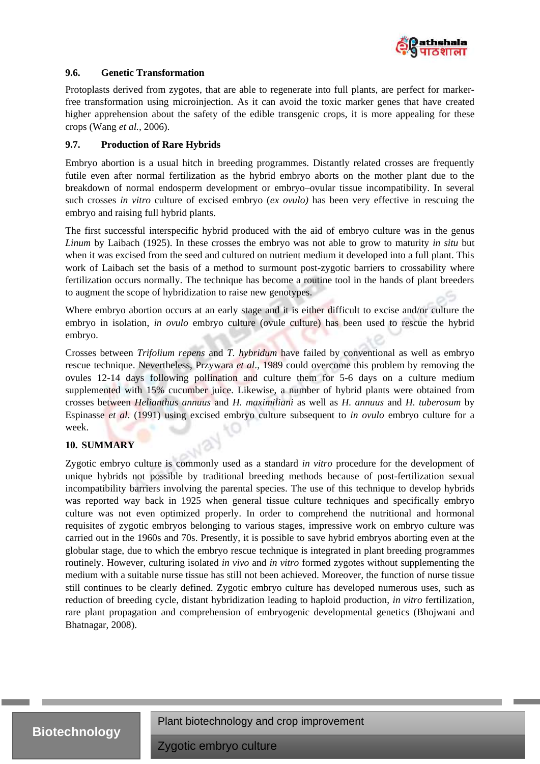### 9.6. Genetic Transformation

Protoplasts derived from zygotes, that are able to regenerate into full plants, are perfect for marker-free transformation using microinjection. As it can avoid the toxic marker genes that have created higher apprehension about the safety of the edible transgenic crops, it is more appealing for these crops (Wang *et al.,* 2006).

### 9.7. Production of Rare Hybrids

Embryo abortion is a usual hitch in breeding programmes. Distantly related crosses are frequently futile even after normal fertilization as the hybrid embryo aborts on the mother plant due to the breakdown of normal endosperm development or embryo–ovular tissue incompatibility. In several such crosses *in vitro* culture of excised embryo (*ex ovulo)* has been very effective in rescuing the embryo and raising full hybrid plants.

The first successful interspecific hybrid produced with the aid of embryo culture was in the genus *Linum* by Laibach (1925). In these crosses the embryo was not able to grow to maturity *in situ* but when it was excised from the seed and cultured on nutrient medium it developed into a full plant. This work of Laibach set the basis of a method to surmount post-zygotic barriers to crossability where fertilization occurs normally. The technique has become a routine tool in the hands of plant breeders to augment the scope of hybridization to raise new genotypes.

Where embryo abortion occurs at an early stage and it is either difficult to excise and/or culture the embryo in isolation, *in ovulo* embryo culture (ovule culture) has been used to rescue the hybrid embryo.

Crosses between *Trifolium repens* and *T. hybridum* have failed by conventional as well as embryo rescue technique. Nevertheless, Przywara *et al*., 1989 could overcome this problem by removing the ovules 12-14 days following pollination and culture them for 5-6 days on a culture medium supplemented with 15% cucumber juice. Likewise, a number of hybrid plants were obtained from crosses between *Helianthus annuus* and *H. maximiliani* as well as *H. annuus* and *H. tuberosum* by Espinasse *et al*. (1991) using excised embryo culture subsequent to *in ovulo* embryo culture for a week.

## 10. SUMMARY

Zygotic embryo culture is commonly used as a standard *in vitro* procedure for the development of unique hybrids not possible by traditional breeding methods because of post-fertilization sexual incompatibility barriers involving the parental species. The use of this technique to develop hybrids was reported way back in 1925 when general tissue culture techniques and specifically embryo culture was not even optimized properly. In order to comprehend the nutritional and hormonal requisites of zygotic embryos belonging to various stages, impressive work on embryo culture was carried out in the 1960s and 70s. Presently, it is possible to save hybrid embryos aborting even at the globular stage, due to which the embryo rescue technique is integrated in plant breeding programmes routinely. However, culturing isolated *in vivo* and *in vitro* formed zygotes without supplementing the medium with a suitable nurse tissue has still not been achieved. Moreover, the function of nurse tissue still continues to be clearly defined. Zygotic embryo culture has developed numerous uses, such as reduction of breeding cycle, distant hybridization leading to haploid production, *in vitro* fertilization, rare plant propagation and comprehension of embryogenic developmental genetics (Bhojwani and Bhatnagar, 2008).